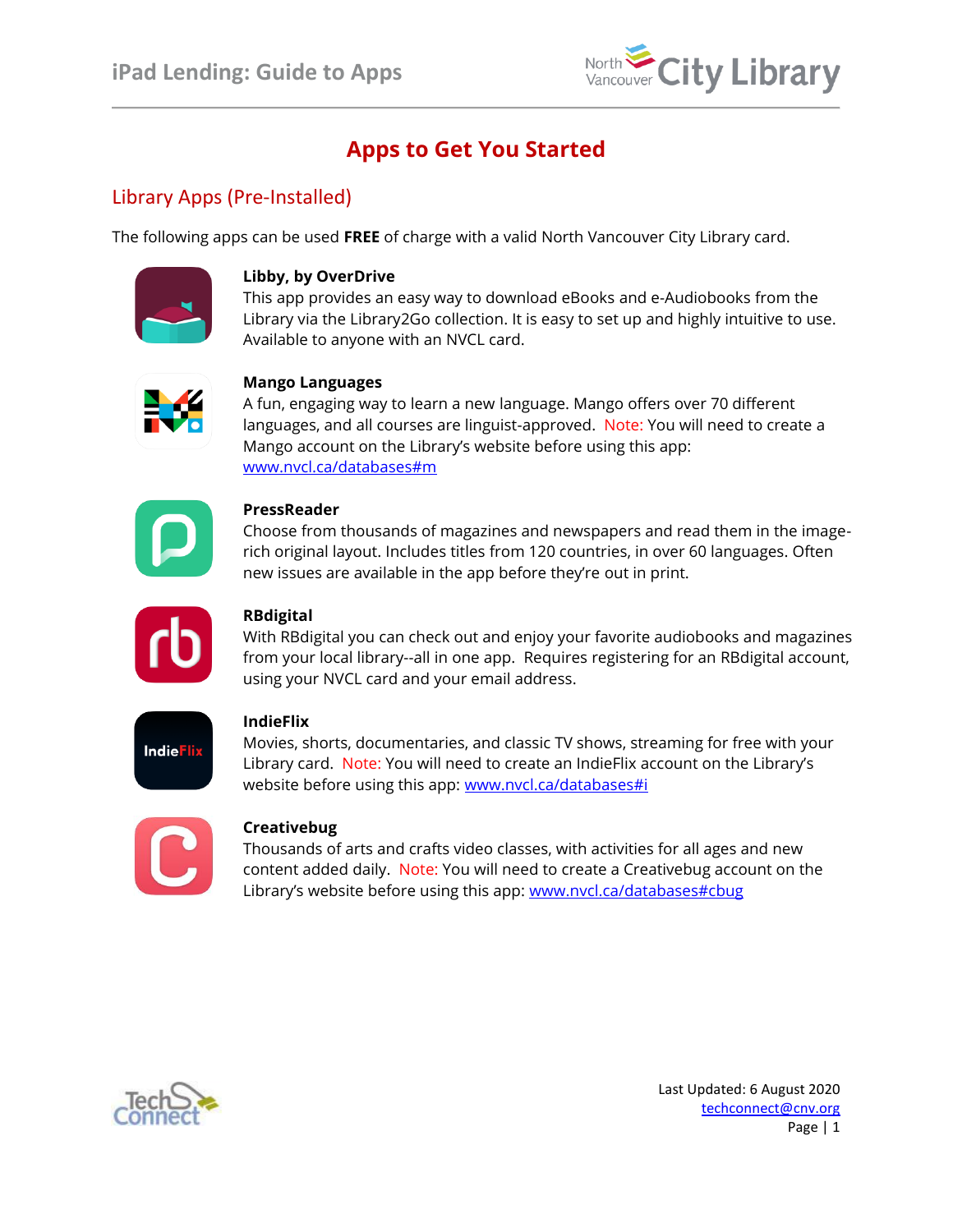# Apps to Get You Started

## Library Apps (Pre-Installed)

The following apps can be used **FREE** of charge with a valid North Vancouver City Library card.

**Libby, by OverDrive**
This app provides an easy way to download eBooks and e-Audiobooks from the Library via the Library2Go collection. It is easy to set up and highly intuitive to use. Available to anyone with an NVCL card.

**Mango Languages**
A fun, engaging way to learn a new language. Mango offers over 70 different languages, and all courses are linguist-approved. Note: You will need to create a Mango account on the Library's website before using this app: [www.nvcl.ca/databases#m](www.nvcl.ca/databases#m)

**PressReader**
Choose from thousands of magazines and newspapers and read them in the image-rich original layout. Includes titles from 120 countries, in over 60 languages. Often new issues are available in the app before they're out in print.

**RBdigital**
With RBdigital you can check out and enjoy your favorite audiobooks and magazines from your local library--all in one app. Requires registering for an RBdigital account, using your NVCL card and your email address.

**IndieFlix**
Movies, shorts, documentaries, and classic TV shows, streaming for free with your Library card. Note: You will need to create an IndieFlix account on the Library's website before using this app: [www.nvcl.ca/databases#i](www.nvcl.ca/databases#i)

**Creativebug**
Thousands of arts and crafts video classes, with activities for all ages and new content added daily. Note: You will need to create a Creativebug account on the Library's website before using this app: [www.nvcl.ca/databases#cbug](www.nvcl.ca/databases#cbug)

Last Updated: 6 August 2020
techconnect@cnv.org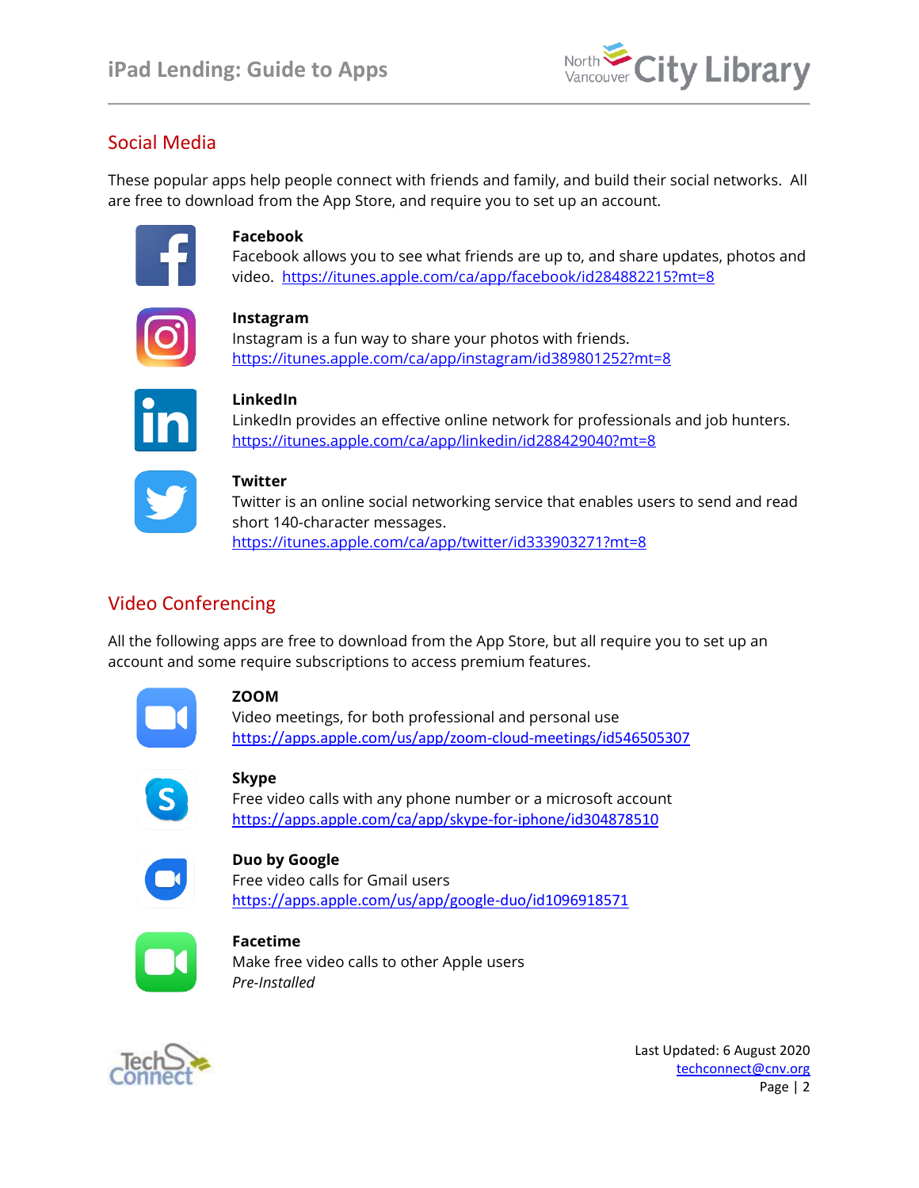## Social Media

These popular apps help people connect with friends and family, and build their social networks. All are free to download from the App Store, and require you to set up an account.

**Facebook**
Facebook allows you to see what friends are up to, and share updates, photos and video. https://itunes.apple.com/ca/app/facebook/id284882215?mt=8

**Instagram**
Instagram is a fun way to share your photos with friends.
https://itunes.apple.com/ca/app/instagram/id389801252?mt=8

**LinkedIn**
LinkedIn provides an effective online network for professionals and job hunters.
https://itunes.apple.com/ca/app/linkedin/id288429040?mt=8

**Twitter**
Twitter is an online social networking service that enables users to send and read short 140-character messages.
https://itunes.apple.com/ca/app/twitter/id333903271?mt=8

## Video Conferencing

All the following apps are free to download from the App Store, but all require you to set up an account and some require subscriptions to access premium features.

**ZOOM**
Video meetings, for both professional and personal use
https://apps.apple.com/us/app/zoom-cloud-meetings/id546505307

**Skype**
Free video calls with any phone number or a microsoft account
https://apps.apple.com/ca/app/skype-for-iphone/id304878510

**Duo by Google**
Free video calls for Gmail users
https://apps.apple.com/us/app/google-duo/id1096918571

**Facetime**
Make free video calls to other Apple users
*Pre-Installed*

Last Updated: 6 August 2020
techconnect@cnv.org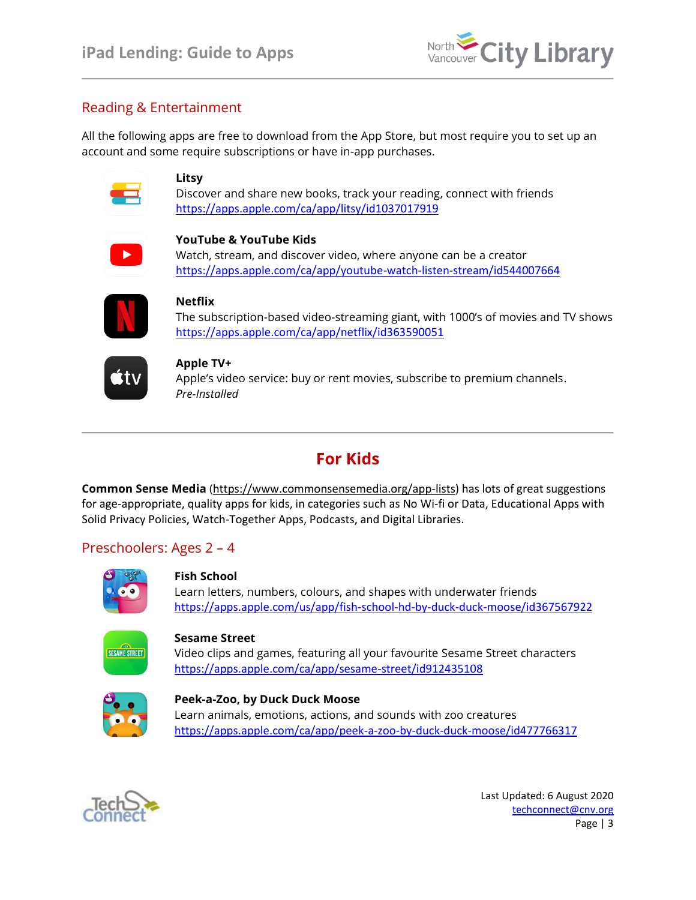## Reading & Entertainment

All the following apps are free to download from the App Store, but most require you to set up an account and some require subscriptions or have in-app purchases.

**Litsy**
Discover and share new books, track your reading, connect with friends
https://apps.apple.com/ca/app/litsy/id1037017919

**YouTube & YouTube Kids**
Watch, stream, and discover video, where anyone can be a creator
https://apps.apple.com/ca/app/youtube-watch-listen-stream/id544007664

**Netflix**
The subscription-based video-streaming giant, with 1000's of movies and TV shows
https://apps.apple.com/ca/app/netflix/id363590051

**Apple TV+**
Apple's video service: buy or rent movies, subscribe to premium channels.
*Pre-Installed*

---

# For Kids

**Common Sense Media** (https://www.commonsensemedia.org/app-lists) has lots of great suggestions for age-appropriate, quality apps for kids, in categories such as No Wi-fi or Data, Educational Apps with Solid Privacy Policies, Watch-Together Apps, Podcasts, and Digital Libraries.

## Preschoolers: Ages 2 – 4

**Fish School**
Learn letters, numbers, colours, and shapes with underwater friends
https://apps.apple.com/us/app/fish-school-hd-by-duck-duck-moose/id367567922

**Sesame Street**
Video clips and games, featuring all your favourite Sesame Street characters
https://apps.apple.com/ca/app/sesame-street/id912435108

**Peek-a-Zoo, by Duck Duck Moose**
Learn animals, emotions, actions, and sounds with zoo creatures
https://apps.apple.com/ca/app/peek-a-zoo-by-duck-duck-moose/id477766317

Last Updated: 6 August 2020
techconnect@cnv.org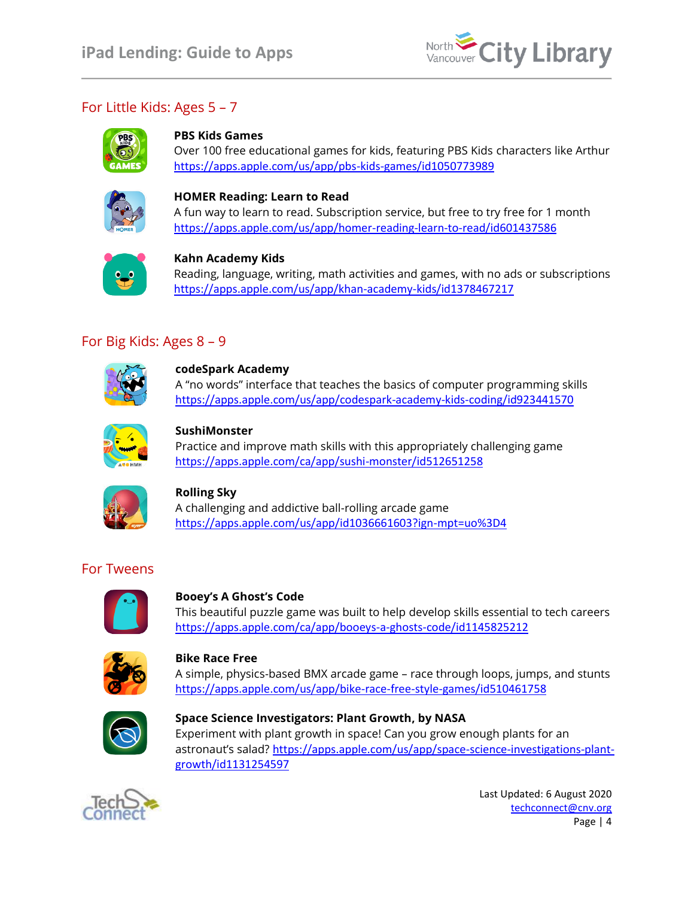## For Little Kids: Ages 5 – 7

**PBS Kids Games**
Over 100 free educational games for kids, featuring PBS Kids characters like Arthur
https://apps.apple.com/us/app/pbs-kids-games/id1050773989

**HOMER Reading: Learn to Read**
A fun way to learn to read. Subscription service, but free to try free for 1 month
https://apps.apple.com/us/app/homer-reading-learn-to-read/id601437586

**Kahn Academy Kids**
Reading, language, writing, math activities and games, with no ads or subscriptions
https://apps.apple.com/us/app/khan-academy-kids/id1378467217

## For Big Kids: Ages 8 – 9

**codeSpark Academy**
A "no words" interface that teaches the basics of computer programming skills
https://apps.apple.com/us/app/codespark-academy-kids-coding/id923441570

**SushiMonster**
Practice and improve math skills with this appropriately challenging game
https://apps.apple.com/ca/app/sushi-monster/id512651258

**Rolling Sky**
A challenging and addictive ball-rolling arcade game
https://apps.apple.com/us/app/id1036661603?ign-mpt=uo%3D4

## For Tweens

**Booey's A Ghost's Code**
This beautiful puzzle game was built to help develop skills essential to tech careers
https://apps.apple.com/ca/app/booeys-a-ghosts-code/id1145825212

**Bike Race Free**
A simple, physics-based BMX arcade game – race through loops, jumps, and stunts
https://apps.apple.com/us/app/bike-race-free-style-games/id510461758

**Space Science Investigators: Plant Growth, by NASA**
Experiment with plant growth in space! Can you grow enough plants for an astronaut's salad? https://apps.apple.com/us/app/space-science-investigations-plant-growth/id1131254597

Last Updated: 6 August 2020
techconnect@cnv.org